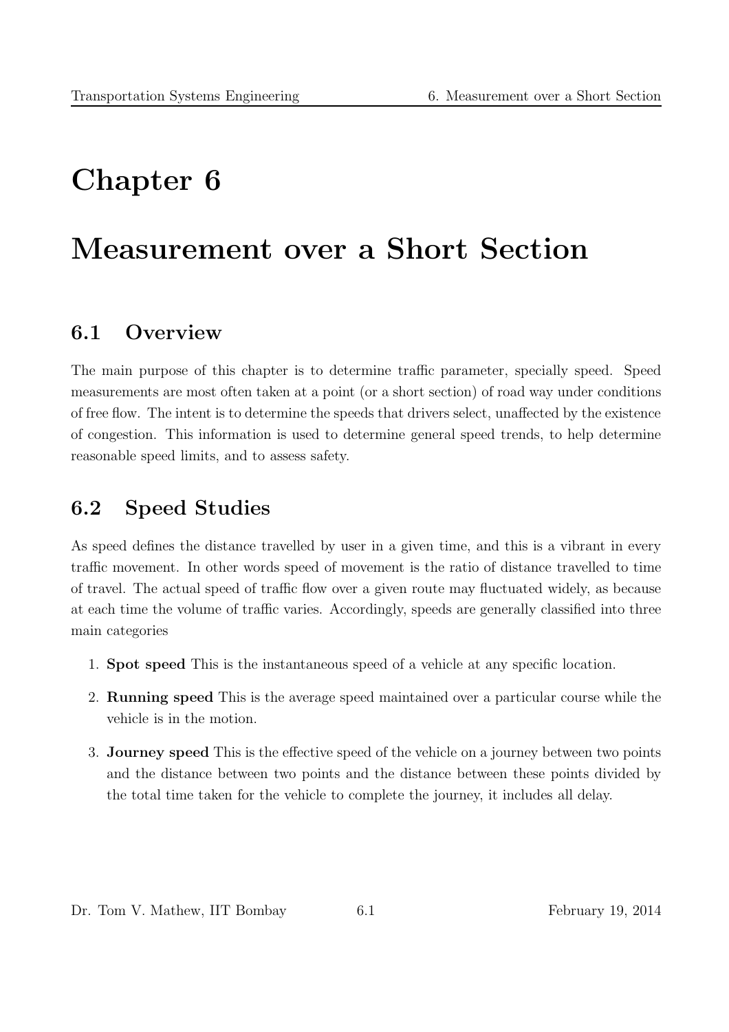# Chapter 6

# Measurement over a Short Section

## 6.1 Overview

The main purpose of this chapter is to determine traffic parameter, specially speed. Speed measurements are most often taken at a point (or a short section) of road way under conditions of free flow. The intent is to determine the speeds that drivers select, unaffected by the existence of congestion. This information is used to determine general speed trends, to help determine reasonable speed limits, and to assess safety.

## 6.2 Speed Studies

As speed defines the distance travelled by user in a given time, and this is a vibrant in every traffic movement. In other words speed of movement is the ratio of distance travelled to time of travel. The actual speed of traffic flow over a given route may fluctuated widely, as because at each time the volume of traffic varies. Accordingly, speeds are generally classified into three main categories

1. **Spot speed** This is the instantaneous speed of a vehicle at any specific location.
2. **Running speed** This is the average speed maintained over a particular course while the vehicle is in the motion.
3. **Journey speed** This is the effective speed of the vehicle on a journey between two points and the distance between two points and the distance between these points divided by the total time taken for the vehicle to complete the journey, it includes all delay.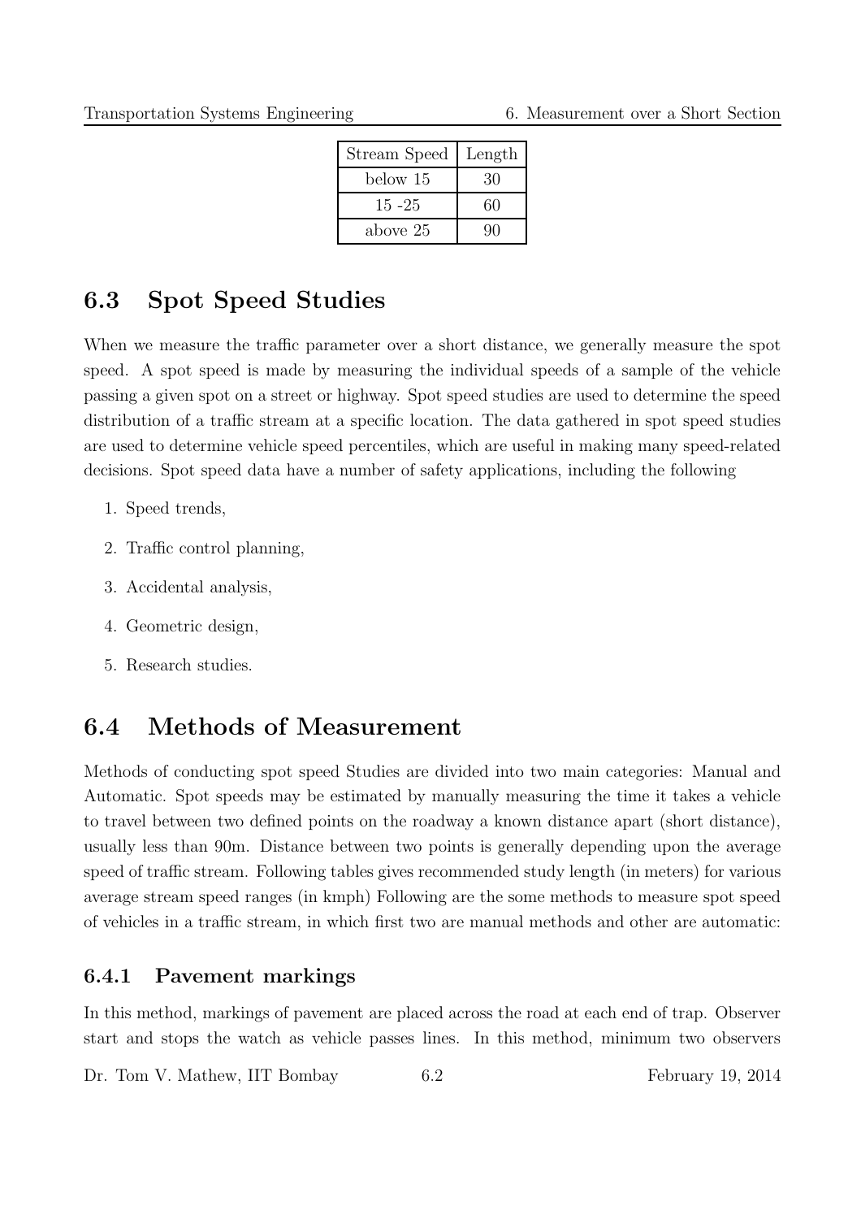| Stream Speed | Length |
|---|---|
| below 15 | 30 |
| 15 -25 | 60 |
| above 25 | 90 |

## 6.3 Spot Speed Studies

When we measure the traffic parameter over a short distance, we generally measure the spot speed. A spot speed is made by measuring the individual speeds of a sample of the vehicle passing a given spot on a street or highway. Spot speed studies are used to determine the speed distribution of a traffic stream at a specific location. The data gathered in spot speed studies are used to determine vehicle speed percentiles, which are useful in making many speed-related decisions. Spot speed data have a number of safety applications, including the following

1. Speed trends,
2. Traffic control planning,
3. Accidental analysis,
4. Geometric design,
5. Research studies.

## 6.4 Methods of Measurement

Methods of conducting spot speed Studies are divided into two main categories: Manual and Automatic. Spot speeds may be estimated by manually measuring the time it takes a vehicle to travel between two defined points on the roadway a known distance apart (short distance), usually less than 90m. Distance between two points is generally depending upon the average speed of traffic stream. Following tables gives recommended study length (in meters) for various average stream speed ranges (in kmph) Following are the some methods to measure spot speed of vehicles in a traffic stream, in which first two are manual methods and other are automatic:

### 6.4.1 Pavement markings

In this method, markings of pavement are placed across the road at each end of trap. Observer start and stops the watch as vehicle passes lines. In this method, minimum two observers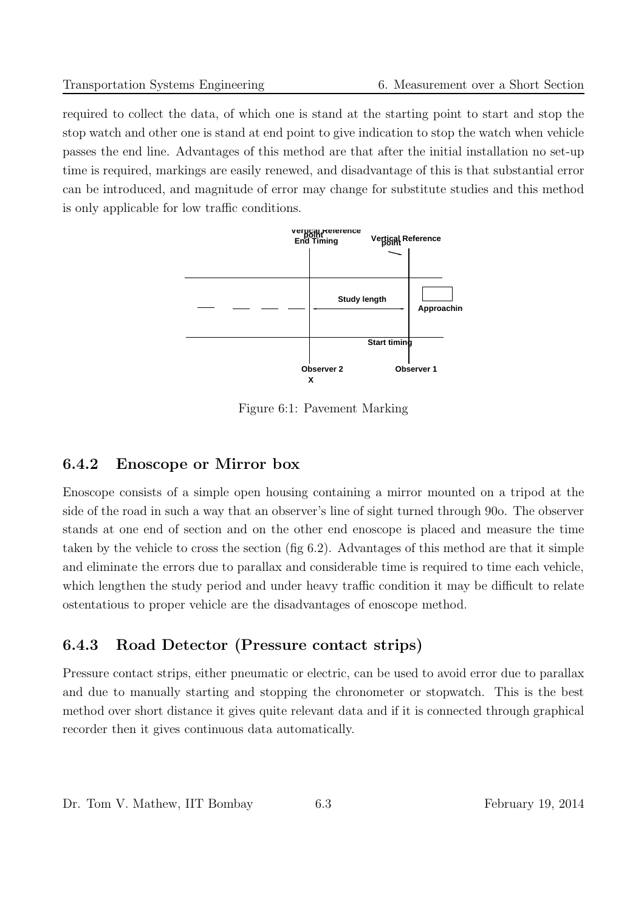required to collect the data, of which one is stand at the starting point to start and stop the stop watch and other one is stand at end point to give indication to stop the watch when vehicle passes the end line. Advantages of this method are that after the initial installation no set-up time is required, markings are easily renewed, and disadvantage of this is that substantial error can be introduced, and magnitude of error may change for substitute studies and this method is only applicable for low traffic conditions.

Figure 6:1: Pavement Marking

### 6.4.2 Enoscope or Mirror box

Enoscope consists of a simple open housing containing a mirror mounted on a tripod at the side of the road in such a way that an observer's line of sight turned through 90o. The observer stands at one end of section and on the other end enoscope is placed and measure the time taken by the vehicle to cross the section (fig 6.2). Advantages of this method are that it simple and eliminate the errors due to parallax and considerable time is required to time each vehicle, which lengthen the study period and under heavy traffic condition it may be difficult to relate ostentatious to proper vehicle are the disadvantages of enoscope method.

### 6.4.3 Road Detector (Pressure contact strips)

Pressure contact strips, either pneumatic or electric, can be used to avoid error due to parallax and due to manually starting and stopping the chronometer or stopwatch. This is the best method over short distance it gives quite relevant data and if it is connected through graphical recorder then it gives continuous data automatically.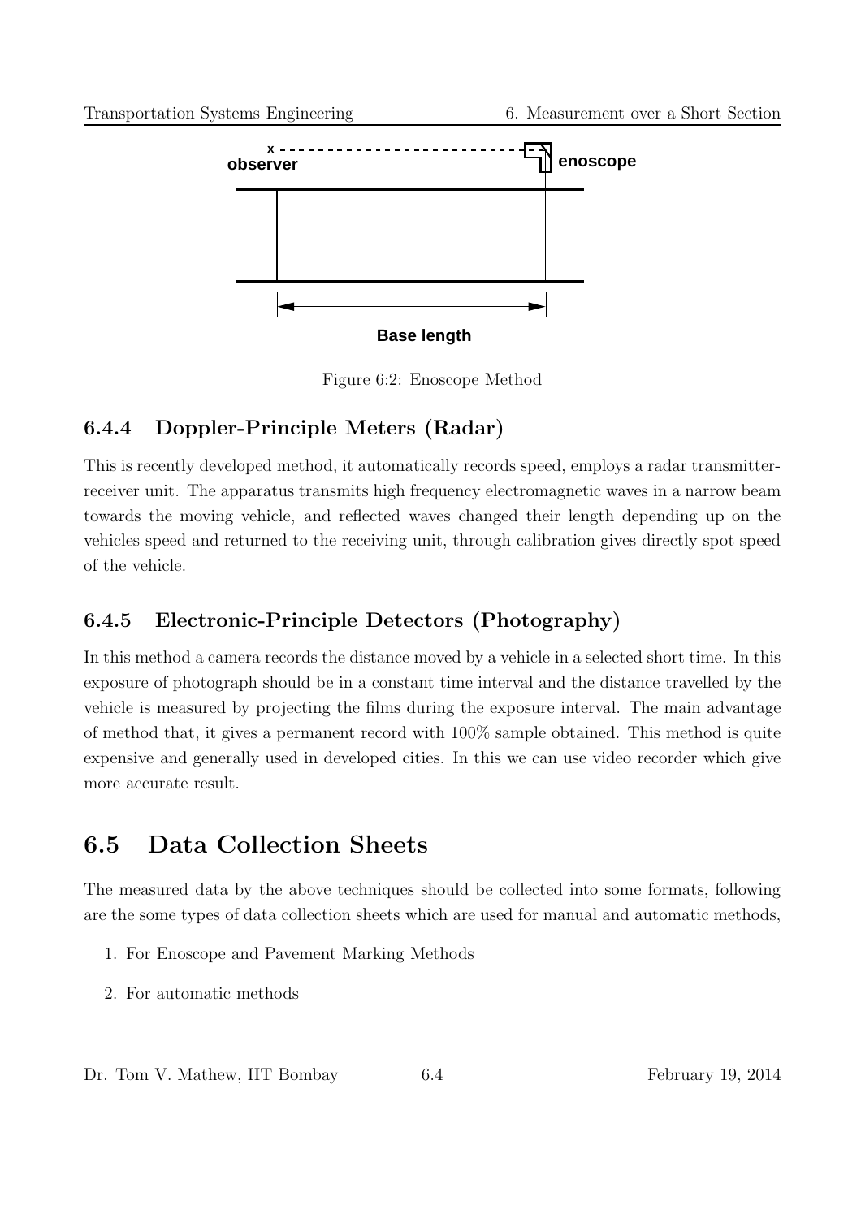Figure 6:2: Enoscope Method

### 6.4.4 Doppler-Principle Meters (Radar)

This is recently developed method, it automatically records speed, employs a radar transmitter-receiver unit. The apparatus transmits high frequency electromagnetic waves in a narrow beam towards the moving vehicle, and reflected waves changed their length depending up on the vehicles speed and returned to the receiving unit, through calibration gives directly spot speed of the vehicle.

### 6.4.5 Electronic-Principle Detectors (Photography)

In this method a camera records the distance moved by a vehicle in a selected short time. In this exposure of photograph should be in a constant time interval and the distance travelled by the vehicle is measured by projecting the films during the exposure interval. The main advantage of method that, it gives a permanent record with 100% sample obtained. This method is quite expensive and generally used in developed cities. In this we can use video recorder which give more accurate result.

## 6.5 Data Collection Sheets

The measured data by the above techniques should be collected into some formats, following are the some types of data collection sheets which are used for manual and automatic methods,

1. For Enoscope and Pavement Marking Methods
2. For automatic methods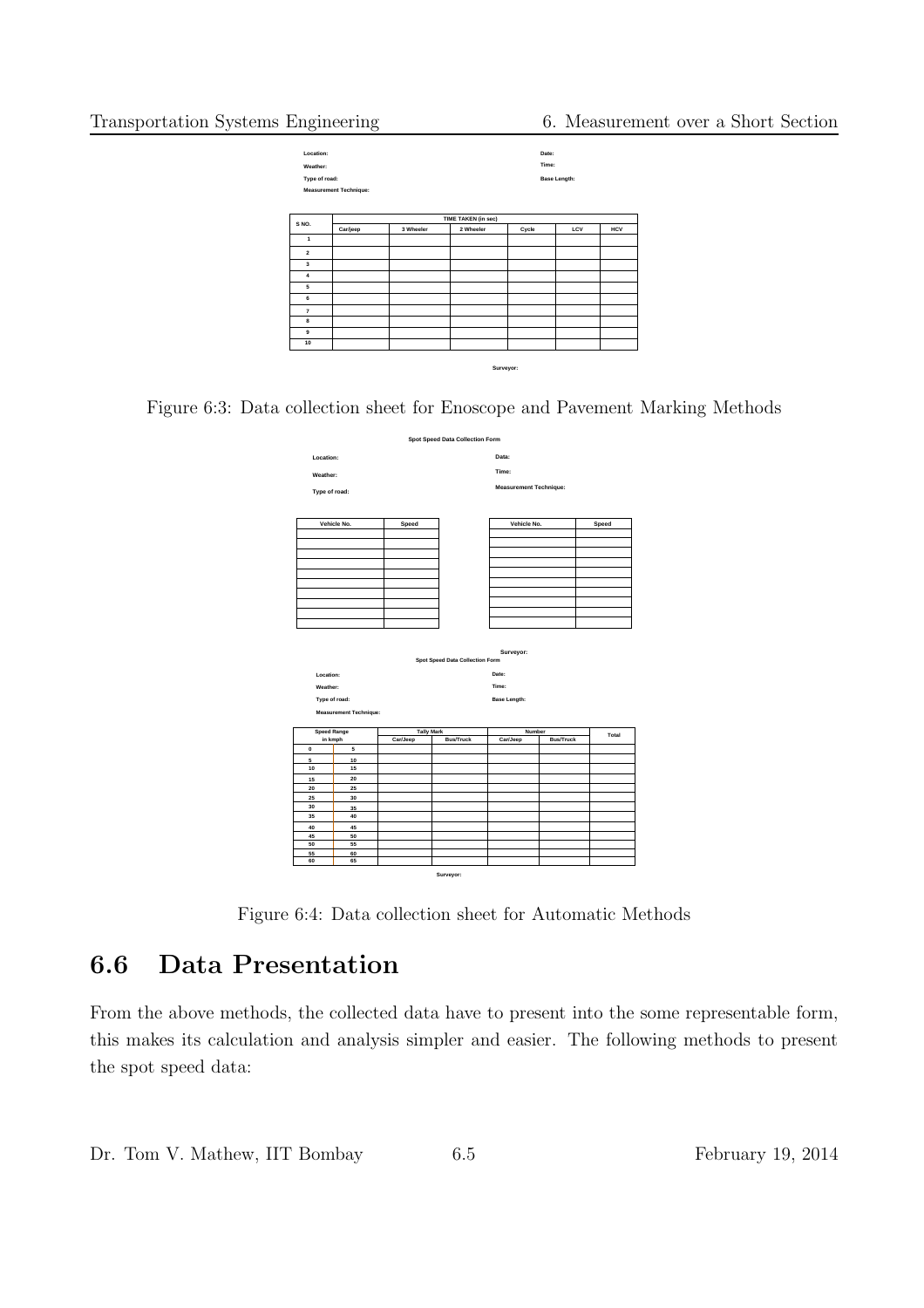Location:

Weather:

Type of road:

Measurement Technique:

Date:

Time:

Base Length:

| S NO. | TIME TAKEN (in sec) | | | | | |
|---|---|---|---|---|---|---|
| | Car/jeep | 3 Wheeler | 2 Wheeler | Cycle | LCV | HCV |
| 1 | | | | | | |
| 2 | | | | | | |
| 3 | | | | | | |
| 4 | | | | | | |
| 5 | | | | | | |
| 6 | | | | | | |
| 7 | | | | | | |
| 8 | | | | | | |
| 9 | | | | | | |
| 10 | | | | | | |

Surveyor:

Figure 6:3: Data collection sheet for Enoscope and Pavement Marking Methods

**Spot Speed Data Collection Form**

Location:

Weather:

Type of road:

Data:

Time:

Measurement Technique:

| Vehicle No. | Speed |
|---|---|
| | |
| | |
| | |
| | |
| | |
| | |
| | |
| | |
| | |
| | |

| Vehicle No. | Speed |
|---|---|
| | |
| | |
| | |
| | |
| | |
| | |
| | |
| | |
| | |
| | |

Surveyor:

**Spot Speed Data Collection Form**

Location:

Weather:

Type of road:

Measurement Technique:

Date:

Time:

Base Length:

| Speed Range in kmph | | Tally Mark | | Number | | Total |
|---|---|---|---|---|---|---|
| | | Car/Jeep | Bus/Truck | Car/Jeep | Bus/Truck | |
| 0 | 5 | | | | | |
| 5 | 10 | | | | | |
| 10 | 15 | | | | | |
| 15 | 20 | | | | | |
| 20 | 25 | | | | | |
| 25 | 30 | | | | | |
| 30 | 35 | | | | | |
| 35 | 40 | | | | | |
| 40 | 45 | | | | | |
| 45 | 50 | | | | | |
| 50 | 55 | | | | | |
| 55 | 60 | | | | | |
| 60 | 65 | | | | | |

Surveyor:

Figure 6:4: Data collection sheet for Automatic Methods

## 6.6 Data Presentation

From the above methods, the collected data have to present into the some representable form, this makes its calculation and analysis simpler and easier. The following methods to present the spot speed data: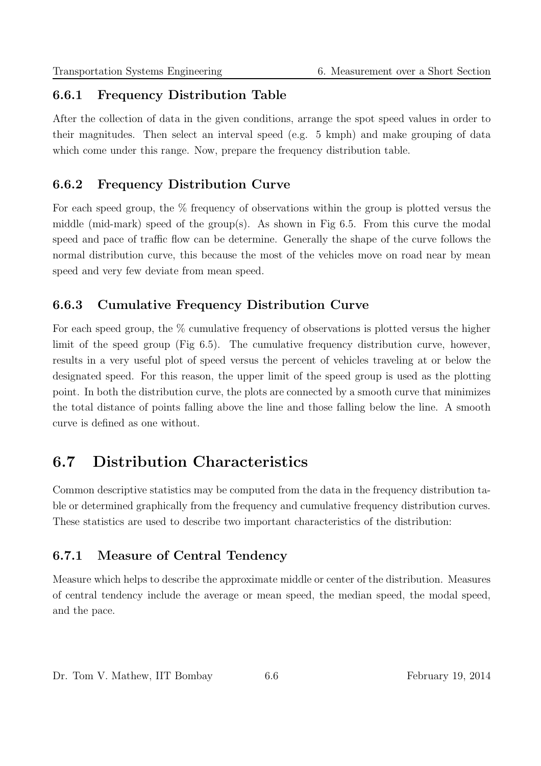### 6.6.1 Frequency Distribution Table

After the collection of data in the given conditions, arrange the spot speed values in order to their magnitudes. Then select an interval speed (e.g. 5 kmph) and make grouping of data which come under this range. Now, prepare the frequency distribution table.

### 6.6.2 Frequency Distribution Curve

For each speed group, the % frequency of observations within the group is plotted versus the middle (mid-mark) speed of the group(s). As shown in Fig 6.5. From this curve the modal speed and pace of traffic flow can be determine. Generally the shape of the curve follows the normal distribution curve, this because the most of the vehicles move on road near by mean speed and very few deviate from mean speed.

### 6.6.3 Cumulative Frequency Distribution Curve

For each speed group, the % cumulative frequency of observations is plotted versus the higher limit of the speed group (Fig 6.5). The cumulative frequency distribution curve, however, results in a very useful plot of speed versus the percent of vehicles traveling at or below the designated speed. For this reason, the upper limit of the speed group is used as the plotting point. In both the distribution curve, the plots are connected by a smooth curve that minimizes the total distance of points falling above the line and those falling below the line. A smooth curve is defined as one without.

## 6.7 Distribution Characteristics

Common descriptive statistics may be computed from the data in the frequency distribution table or determined graphically from the frequency and cumulative frequency distribution curves. These statistics are used to describe two important characteristics of the distribution:

### 6.7.1 Measure of Central Tendency

Measure which helps to describe the approximate middle or center of the distribution. Measures of central tendency include the average or mean speed, the median speed, the modal speed, and the pace.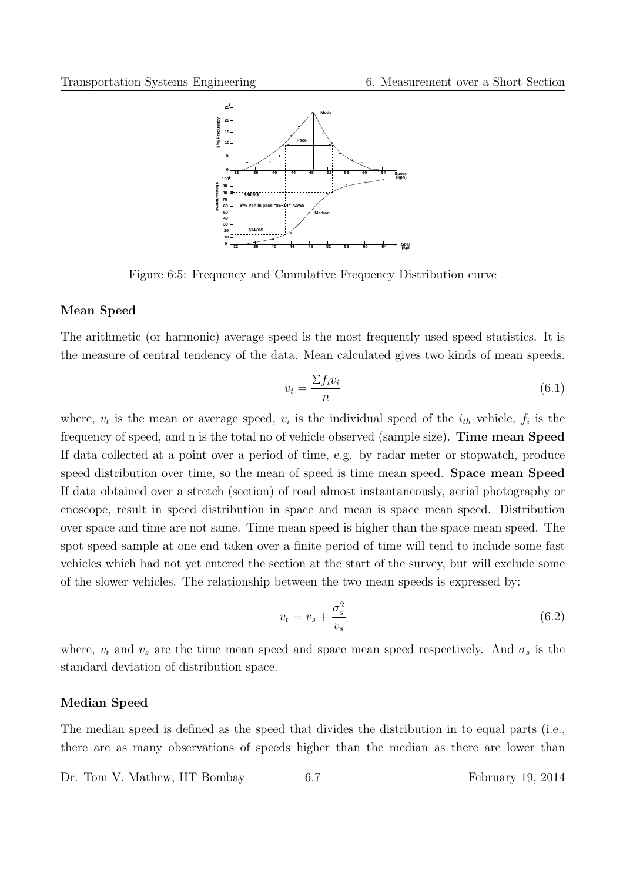Figure 6:5: Frequency and Cumulative Frequency Distribution curve

**Mean Speed**

The arithmetic (or harmonic) average speed is the most frequently used speed statistics. It is the measure of central tendency of the data. Mean calculated gives two kinds of mean speeds.

$$v_t = \frac{\Sigma f_i v_i}{n} \tag{6.1}$$

where, $v_t$ is the mean or average speed, $v_i$ is the individual speed of the $i_{th}$ vehicle, $f_i$ is the frequency of speed, and n is the total no of vehicle observed (sample size). **Time mean Speed** If data collected at a point over a period of time, e.g. by radar meter or stopwatch, produce speed distribution over time, so the mean of speed is time mean speed. **Space mean Speed** If data obtained over a stretch (section) of road almost instantaneously, aerial photography or enoscope, result in speed distribution in space and mean is space mean speed. Distribution over space and time are not same. Time mean speed is higher than the space mean speed. The spot speed sample at one end taken over a finite period of time will tend to include some fast vehicles which had not yet entered the section at the start of the survey, but will exclude some of the slower vehicles. The relationship between the two mean speeds is expressed by:

$$v_t = v_s + \frac{\sigma_s^2}{v_s} \tag{6.2}$$

where, $v_t$ and $v_s$ are the time mean speed and space mean speed respectively. And $\sigma_s$ is the standard deviation of distribution space.

**Median Speed**

The median speed is defined as the speed that divides the distribution in to equal parts (i.e., there are as many observations of speeds higher than the median as there are lower than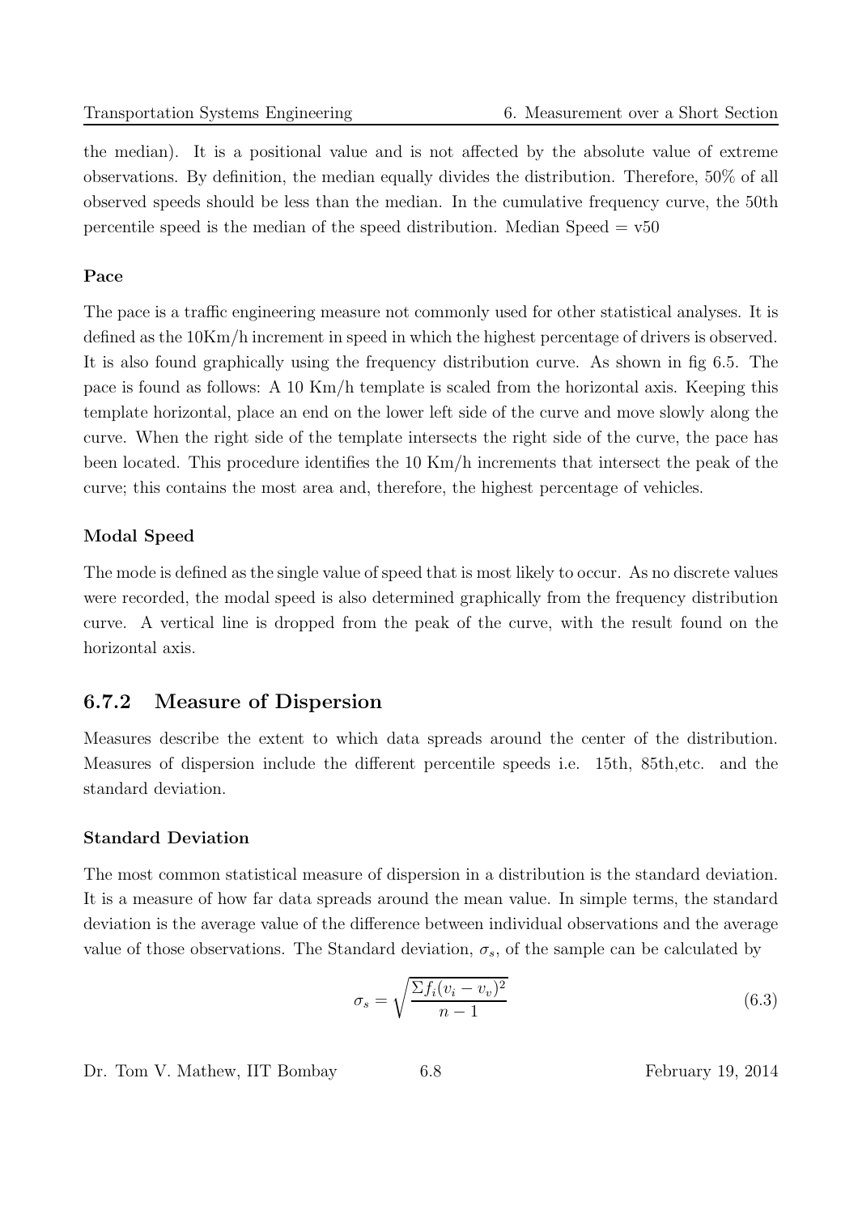the median). It is a positional value and is not affected by the absolute value of extreme observations. By definition, the median equally divides the distribution. Therefore, 50% of all observed speeds should be less than the median. In the cumulative frequency curve, the 50th percentile speed is the median of the speed distribution. Median Speed = v50

#### Pace

The pace is a traffic engineering measure not commonly used for other statistical analyses. It is defined as the 10Km/h increment in speed in which the highest percentage of drivers is observed. It is also found graphically using the frequency distribution curve. As shown in fig 6.5. The pace is found as follows: A 10 Km/h template is scaled from the horizontal axis. Keeping this template horizontal, place an end on the lower left side of the curve and move slowly along the curve. When the right side of the template intersects the right side of the curve, the pace has been located. This procedure identifies the 10 Km/h increments that intersect the peak of the curve; this contains the most area and, therefore, the highest percentage of vehicles.

#### Modal Speed

The mode is defined as the single value of speed that is most likely to occur. As no discrete values were recorded, the modal speed is also determined graphically from the frequency distribution curve. A vertical line is dropped from the peak of the curve, with the result found on the horizontal axis.

### 6.7.2 Measure of Dispersion

Measures describe the extent to which data spreads around the center of the distribution. Measures of dispersion include the different percentile speeds i.e. 15th, 85th,etc. and the standard deviation.

#### Standard Deviation

The most common statistical measure of dispersion in a distribution is the standard deviation. It is a measure of how far data spreads around the mean value. In simple terms, the standard deviation is the average value of the difference between individual observations and the average value of those observations. The Standard deviation, $\sigma_s$, of the sample can be calculated by

$$\sigma_s = \sqrt{\frac{\Sigma f_i (v_i - v_v)^2}{n-1}} \tag{6.3}$$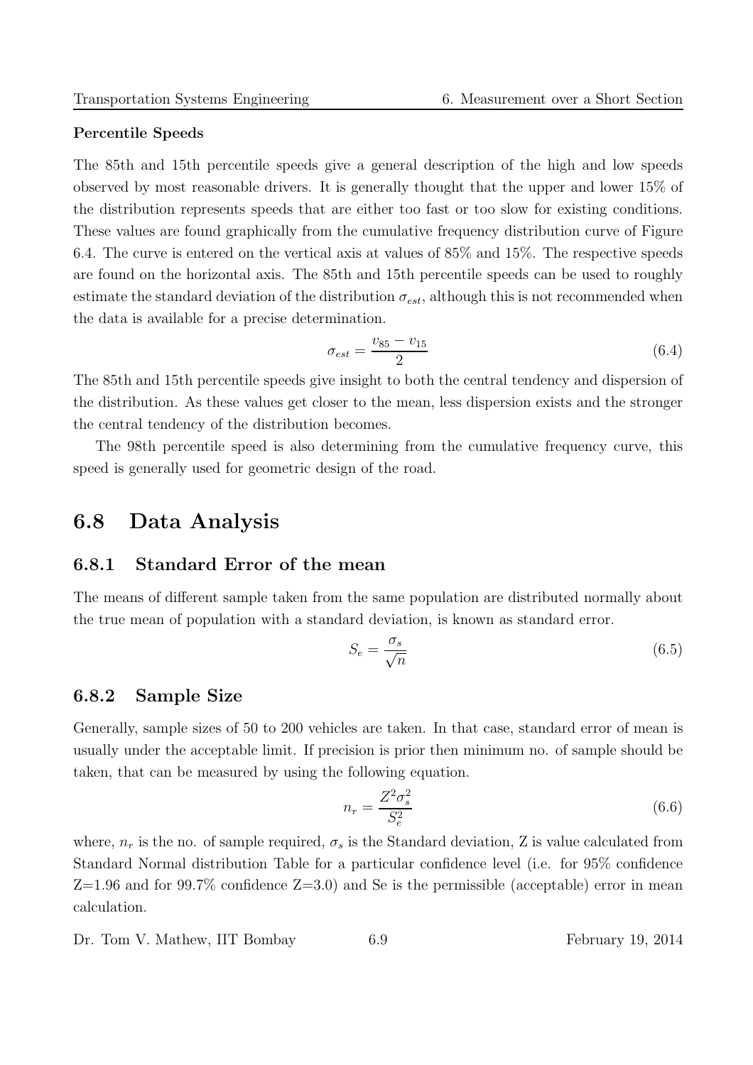**Percentile Speeds**

The 85th and 15th percentile speeds give a general description of the high and low speeds observed by most reasonable drivers. It is generally thought that the upper and lower 15% of the distribution represents speeds that are either too fast or too slow for existing conditions. These values are found graphically from the cumulative frequency distribution curve of Figure 6.4. The curve is entered on the vertical axis at values of 85% and 15%. The respective speeds are found on the horizontal axis. The 85th and 15th percentile speeds can be used to roughly estimate the standard deviation of the distribution $\sigma_{est}$, although this is not recommended when the data is available for a precise determination.

$$\sigma_{est} = \frac{v_{85} - v_{15}}{2} \tag{6.4}$$

The 85th and 15th percentile speeds give insight to both the central tendency and dispersion of the distribution. As these values get closer to the mean, less dispersion exists and the stronger the central tendency of the distribution becomes.

The 98th percentile speed is also determining from the cumulative frequency curve, this speed is generally used for geometric design of the road.

## 6.8 Data Analysis

### 6.8.1 Standard Error of the mean

The means of different sample taken from the same population are distributed normally about the true mean of population with a standard deviation, is known as standard error.

$$S_e = \frac{\sigma_s}{\sqrt{n}} \tag{6.5}$$

### 6.8.2 Sample Size

Generally, sample sizes of 50 to 200 vehicles are taken. In that case, standard error of mean is usually under the acceptable limit. If precision is prior then minimum no. of sample should be taken, that can be measured by using the following equation.

$$n_r = \frac{Z^2 \sigma_s^2}{S_e^2} \tag{6.6}$$

where, $n_r$ is the no. of sample required, $\sigma_s$ is the Standard deviation, Z is value calculated from Standard Normal distribution Table for a particular confidence level (i.e. for 95% confidence Z=1.96 and for 99.7% confidence Z=3.0) and Se is the permissible (acceptable) error in mean calculation.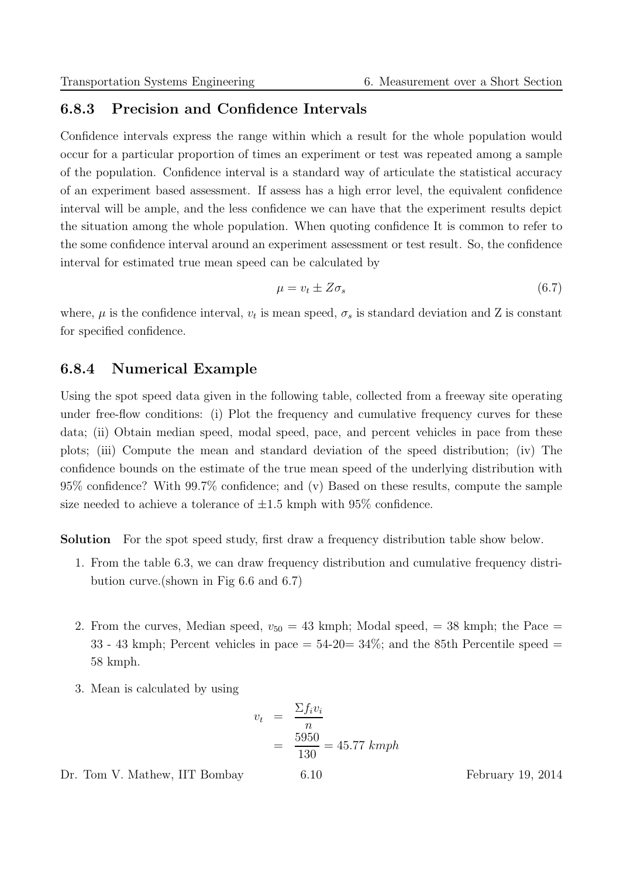### 6.8.3 Precision and Confidence Intervals

Confidence intervals express the range within which a result for the whole population would occur for a particular proportion of times an experiment or test was repeated among a sample of the population. Confidence interval is a standard way of articulate the statistical accuracy of an experiment based assessment. If assess has a high error level, the equivalent confidence interval will be ample, and the less confidence we can have that the experiment results depict the situation among the whole population. When quoting confidence It is common to refer to the some confidence interval around an experiment assessment or test result. So, the confidence interval for estimated true mean speed can be calculated by

$$\mu = v_t \pm Z\sigma_s \tag{6.7}$$

where, $\mu$ is the confidence interval, $v_t$ is mean speed, $\sigma_s$ is standard deviation and Z is constant for specified confidence.

### 6.8.4 Numerical Example

Using the spot speed data given in the following table, collected from a freeway site operating under free-flow conditions: (i) Plot the frequency and cumulative frequency curves for these data; (ii) Obtain median speed, modal speed, pace, and percent vehicles in pace from these plots; (iii) Compute the mean and standard deviation of the speed distribution; (iv) The confidence bounds on the estimate of the true mean speed of the underlying distribution with 95% confidence? With 99.7% confidence; and (v) Based on these results, compute the sample size needed to achieve a tolerance of $\pm 1.5$ kmph with 95% confidence.

**Solution** For the spot speed study, first draw a frequency distribution table show below.

1. From the table 6.3, we can draw frequency distribution and cumulative frequency distribution curve.(shown in Fig 6.6 and 6.7)

2. From the curves, Median speed, $v_{50}$ = 43 kmph; Modal speed, = 38 kmph; the Pace = 33 - 43 kmph; Percent vehicles in pace = 54-20= 34%; and the 85th Percentile speed = 58 kmph.

3. Mean is calculated by using

$$\begin{aligned} v_t &= \frac{\Sigma f_i v_i}{n} \\ &= \frac{5950}{130} = 45.77 \; kmph \end{aligned}$$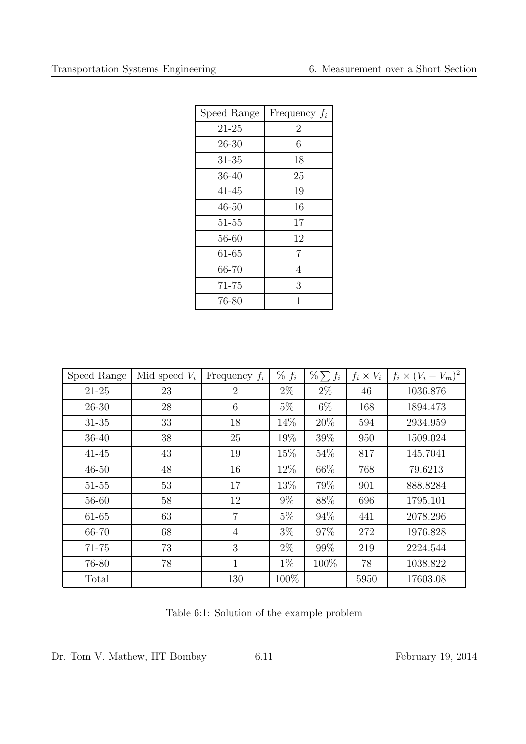| Speed Range | Frequency $f_i$ |
| --- | --- |
| 21-25 | 2 |
| 26-30 | 6 |
| 31-35 | 18 |
| 36-40 | 25 |
| 41-45 | 19 |
| 46-50 | 16 |
| 51-55 | 17 |
| 56-60 | 12 |
| 61-65 | 7 |
| 66-70 | 4 |
| 71-75 | 3 |
| 76-80 | 1 |

| Speed Range | Mid speed $V_i$ | Frequency $f_i$ | % $f_i$ | $\% \sum f_i$ | $f_i \times V_i$ | $f_i \times (V_i - V_m)^2$ |
| --- | --- | --- | --- | --- | --- | --- |
| 21-25 | 23 | 2 | 2% | 2% | 46 | 1036.876 |
| 26-30 | 28 | 6 | 5% | 6% | 168 | 1894.473 |
| 31-35 | 33 | 18 | 14% | 20% | 594 | 2934.959 |
| 36-40 | 38 | 25 | 19% | 39% | 950 | 1509.024 |
| 41-45 | 43 | 19 | 15% | 54% | 817 | 145.7041 |
| 46-50 | 48 | 16 | 12% | 66% | 768 | 79.6213 |
| 51-55 | 53 | 17 | 13% | 79% | 901 | 888.8284 |
| 56-60 | 58 | 12 | 9% | 88% | 696 | 1795.101 |
| 61-65 | 63 | 7 | 5% | 94% | 441 | 2078.296 |
| 66-70 | 68 | 4 | 3% | 97% | 272 | 1976.828 |
| 71-75 | 73 | 3 | 2% | 99% | 219 | 2224.544 |
| 76-80 | 78 | 1 | 1% | 100% | 78 | 1038.822 |
| Total | | 130 | 100% | | 5950 | 17603.08 |

Table 6:1: Solution of the example problem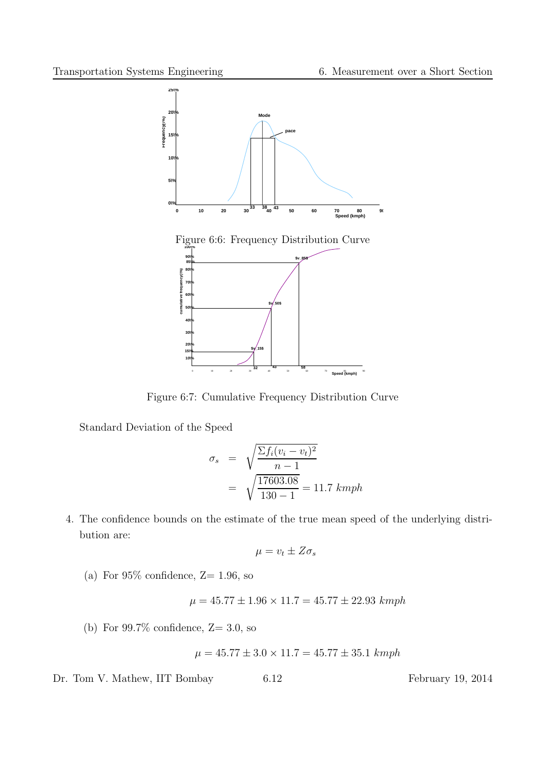Figure 6:6: Frequency Distribution Curve

Figure 6:7: Cumulative Frequency Distribution Curve

Standard Deviation of the Speed

$$
\begin{aligned}
\sigma_s &= \sqrt{\frac{\Sigma f_i (v_i - v_t)^2}{n-1}} \\
&= \sqrt{\frac{17603.08}{130-1}} = 11.7 \ kmph
\end{aligned}
$$

4. The confidence bounds on the estimate of the true mean speed of the underlying distribution are:

$$
\mu = v_t \pm Z\sigma_s
$$

(a) For 95% confidence, Z= 1.96, so

$$
\mu = 45.77 \pm 1.96 \times 11.7 = 45.77 \pm 22.93 \ kmph
$$

(b) For 99.7% confidence, Z= 3.0, so

$$
\mu = 45.77 \pm 3.0 \times 11.7 = 45.77 \pm 35.1 \ kmph
$$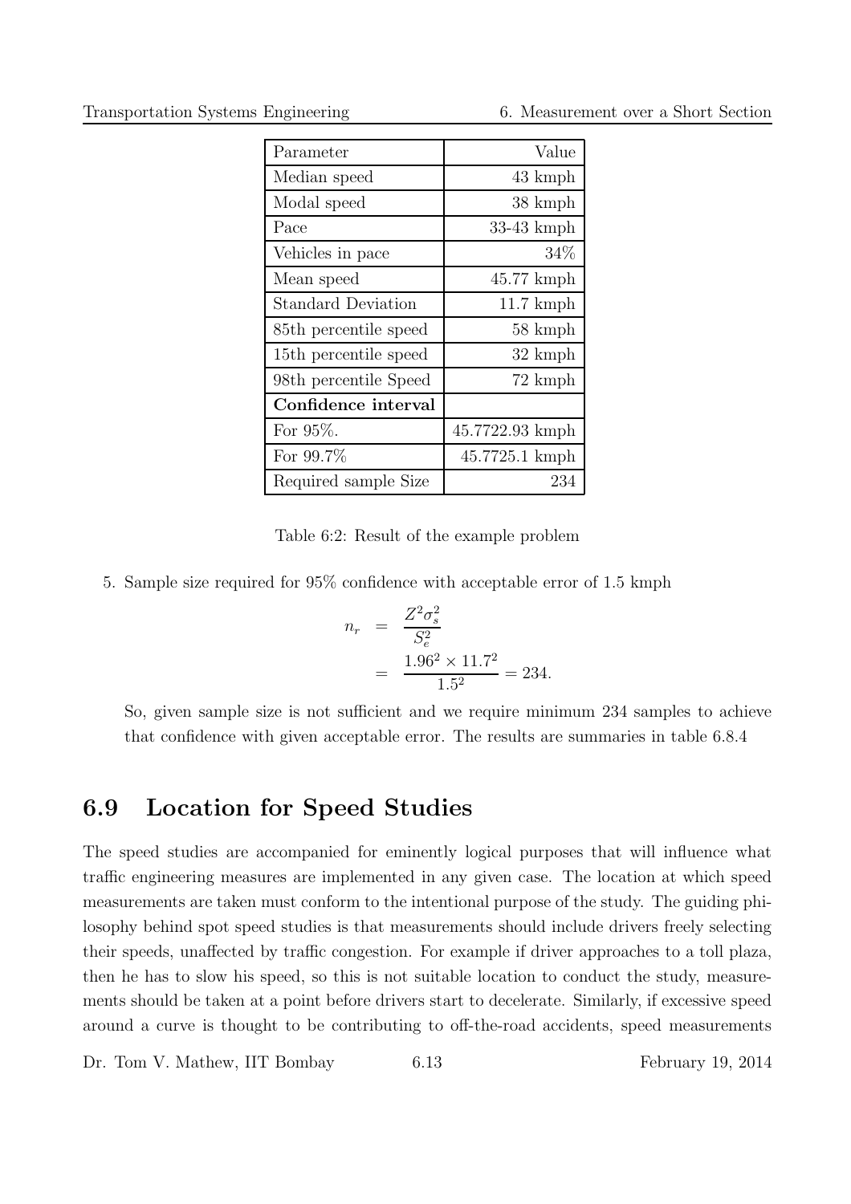| Parameter | Value |
|---|---|
| Median speed | 43 kmph |
| Modal speed | 38 kmph |
| Pace | 33-43 kmph |
| Vehicles in pace | 34% |
| Mean speed | 45.77 kmph |
| Standard Deviation | 11.7 kmph |
| 85th percentile speed | 58 kmph |
| 15th percentile speed | 32 kmph |
| 98th percentile Speed | 72 kmph |
| **Confidence interval** | |
| For 95%. | 45.7722.93 kmph |
| For 99.7% | 45.7725.1 kmph |
| Required sample Size | 234 |

Table 6:2: Result of the example problem

5. Sample size required for 95% confidence with acceptable error of 1.5 kmph

$$
\begin{aligned}
n_r &= \frac{Z^2 \sigma_s^2}{S_e^2} \\
&= \frac{1.96^2 \times 11.7^2}{1.5^2} = 234.
\end{aligned}
$$

So, given sample size is not sufficient and we require minimum 234 samples to achieve that confidence with given acceptable error. The results are summaries in table 6.8.4

## 6.9 Location for Speed Studies

The speed studies are accompanied for eminently logical purposes that will influence what traffic engineering measures are implemented in any given case. The location at which speed measurements are taken must conform to the intentional purpose of the study. The guiding philosophy behind spot speed studies is that measurements should include drivers freely selecting their speeds, unaffected by traffic congestion. For example if driver approaches to a toll plaza, then he has to slow his speed, so this is not suitable location to conduct the study, measurements should be taken at a point before drivers start to decelerate. Similarly, if excessive speed around a curve is thought to be contributing to off-the-road accidents, speed measurements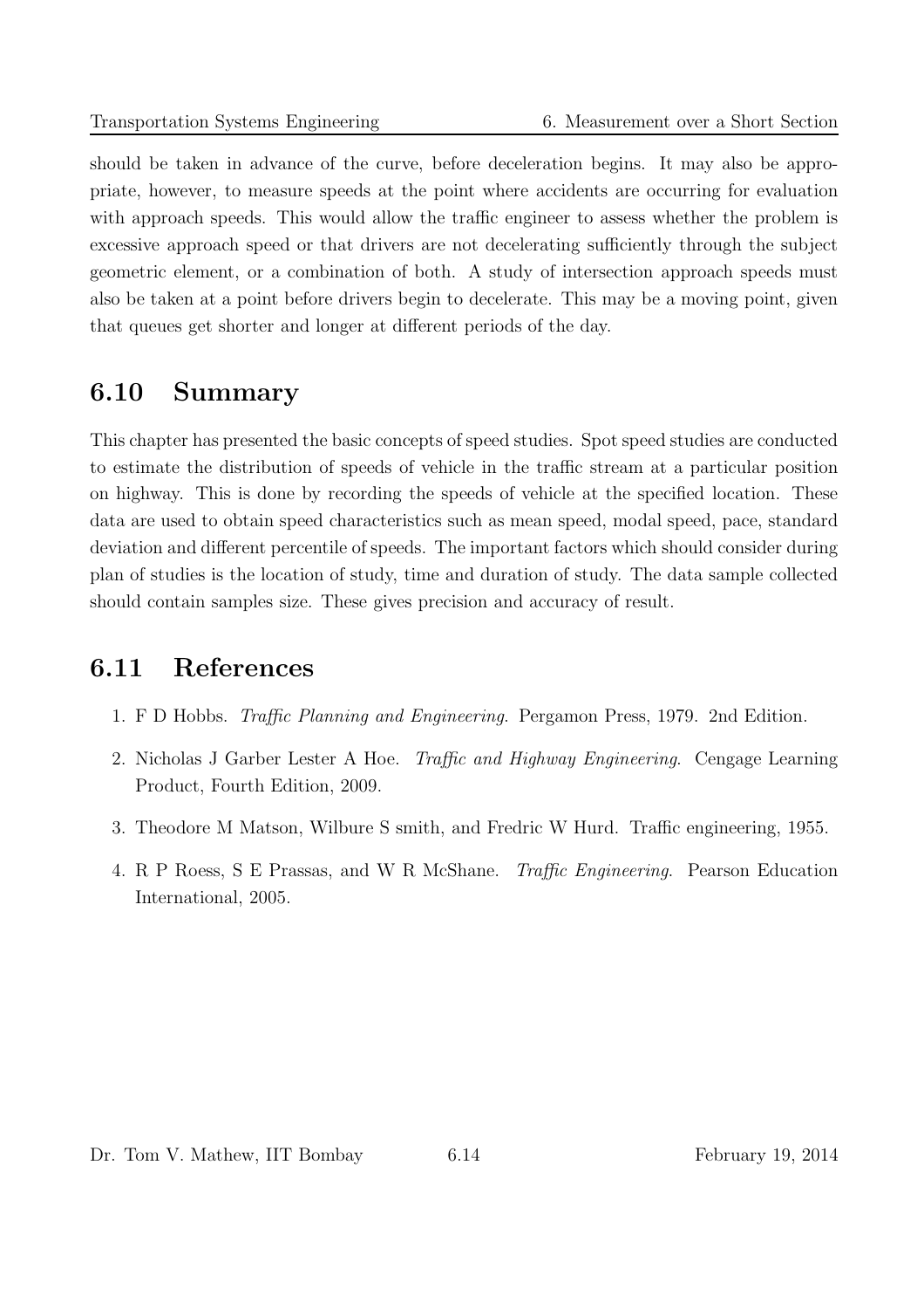should be taken in advance of the curve, before deceleration begins. It may also be appropriate, however, to measure speeds at the point where accidents are occurring for evaluation with approach speeds. This would allow the traffic engineer to assess whether the problem is excessive approach speed or that drivers are not decelerating sufficiently through the subject geometric element, or a combination of both. A study of intersection approach speeds must also be taken at a point before drivers begin to decelerate. This may be a moving point, given that queues get shorter and longer at different periods of the day.

## 6.10 Summary

This chapter has presented the basic concepts of speed studies. Spot speed studies are conducted to estimate the distribution of speeds of vehicle in the traffic stream at a particular position on highway. This is done by recording the speeds of vehicle at the specified location. These data are used to obtain speed characteristics such as mean speed, modal speed, pace, standard deviation and different percentile of speeds. The important factors which should consider during plan of studies is the location of study, time and duration of study. The data sample collected should contain samples size. These gives precision and accuracy of result.

## 6.11 References

1. F D Hobbs. *Traffic Planning and Engineering*. Pergamon Press, 1979. 2nd Edition.
2. Nicholas J Garber Lester A Hoe. *Traffic and Highway Engineering*. Cengage Learning Product, Fourth Edition, 2009.
3. Theodore M Matson, Wilbure S smith, and Fredric W Hurd. Traffic engineering, 1955.
4. R P Roess, S E Prassas, and W R McShane. *Traffic Engineering*. Pearson Education International, 2005.